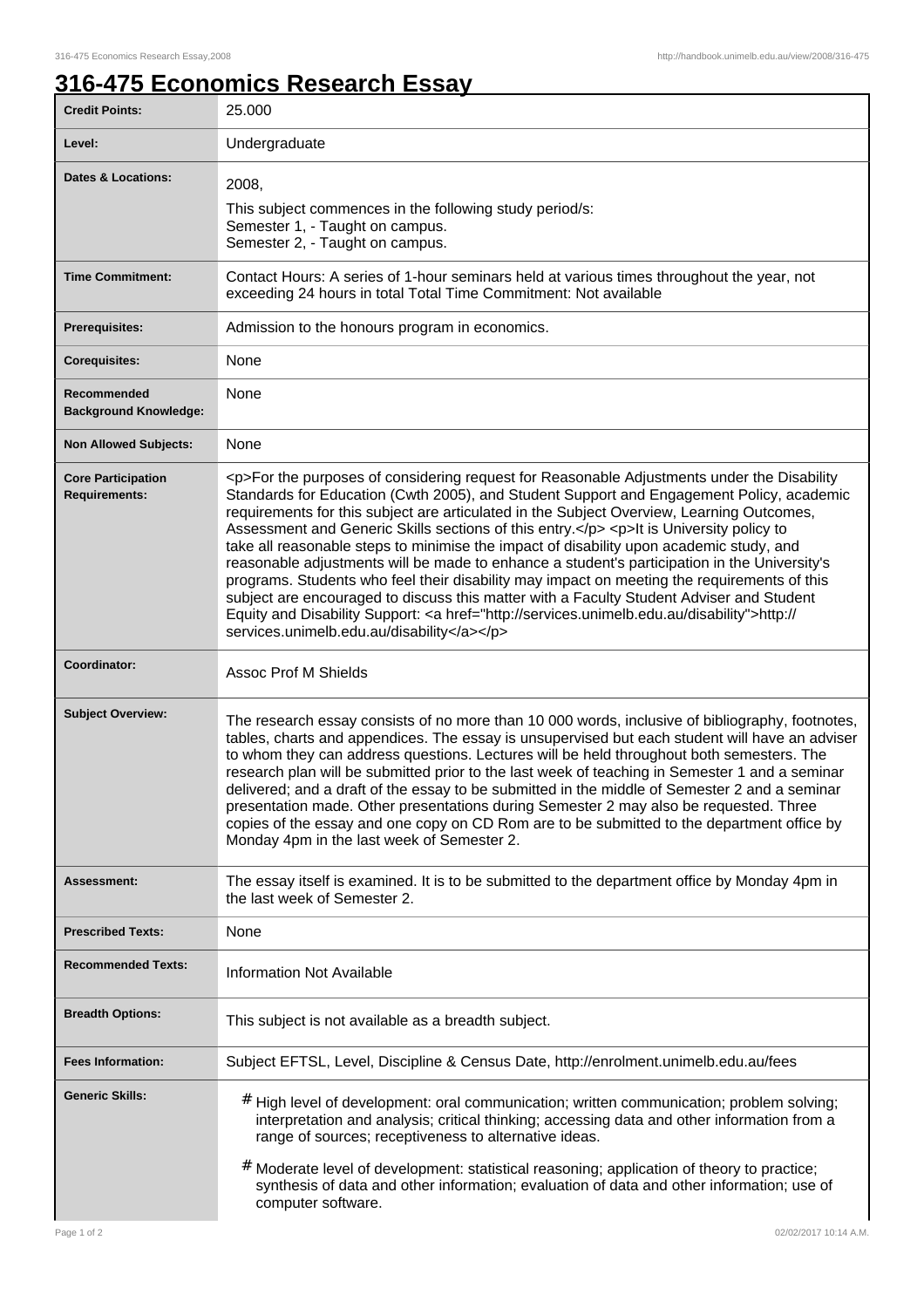# 316-475 Economics Research Essay

| | |
|---|---|
| **Credit Points:** | 25.000 |
| **Level:** | Undergraduate |
| **Dates & Locations:** | 2008,<br>This subject commences in the following study period/s:<br>Semester 1, - Taught on campus.<br>Semester 2, - Taught on campus. |
| **Time Commitment:** | Contact Hours: A series of 1-hour seminars held at various times throughout the year, not exceeding 24 hours in total Total Time Commitment: Not available |
| **Prerequisites:** | Admission to the honours program in economics. |
| **Corequisites:** | None |
| **Recommended Background Knowledge:** | None |
| **Non Allowed Subjects:** | None |
| **Core Participation Requirements:** | <p>For the purposes of considering request for Reasonable Adjustments under the Disability Standards for Education (Cwth 2005), and Student Support and Engagement Policy, academic requirements for this subject are articulated in the Subject Overview, Learning Outcomes, Assessment and Generic Skills sections of this entry.</p> <p>It is University policy to take all reasonable steps to minimise the impact of disability upon academic study, and reasonable adjustments will be made to enhance a student's participation in the University's programs. Students who feel their disability may impact on meeting the requirements of this subject are encouraged to discuss this matter with a Faculty Student Adviser and Student Equity and Disability Support: <a href="http://services.unimelb.edu.au/disability">http://services.unimelb.edu.au/disability</a></p> |
| **Coordinator:** | Assoc Prof M Shields |
| **Subject Overview:** | The research essay consists of no more than 10 000 words, inclusive of bibliography, footnotes, tables, charts and appendices. The essay is unsupervised but each student will have an adviser to whom they can address questions. Lectures will be held throughout both semesters. The research plan will be submitted prior to the last week of teaching in Semester 1 and a seminar delivered; and a draft of the essay to be submitted in the middle of Semester 2 and a seminar presentation made. Other presentations during Semester 2 may also be requested. Three copies of the essay and one copy on CD Rom are to be submitted to the department office by Monday 4pm in the last week of Semester 2. |
| **Assessment:** | The essay itself is examined. It is to be submitted to the department office by Monday 4pm in the last week of Semester 2. |
| **Prescribed Texts:** | None |
| **Recommended Texts:** | Information Not Available |
| **Breadth Options:** | This subject is not available as a breadth subject. |
| **Fees Information:** | Subject EFTSL, Level, Discipline & Census Date, http://enrolment.unimelb.edu.au/fees |
| **Generic Skills:** | # High level of development: oral communication; written communication; problem solving; interpretation and analysis; critical thinking; accessing data and other information from a range of sources; receptiveness to alternative ideas.<br># Moderate level of development: statistical reasoning; application of theory to practice; synthesis of data and other information; evaluation of data and other information; use of computer software. |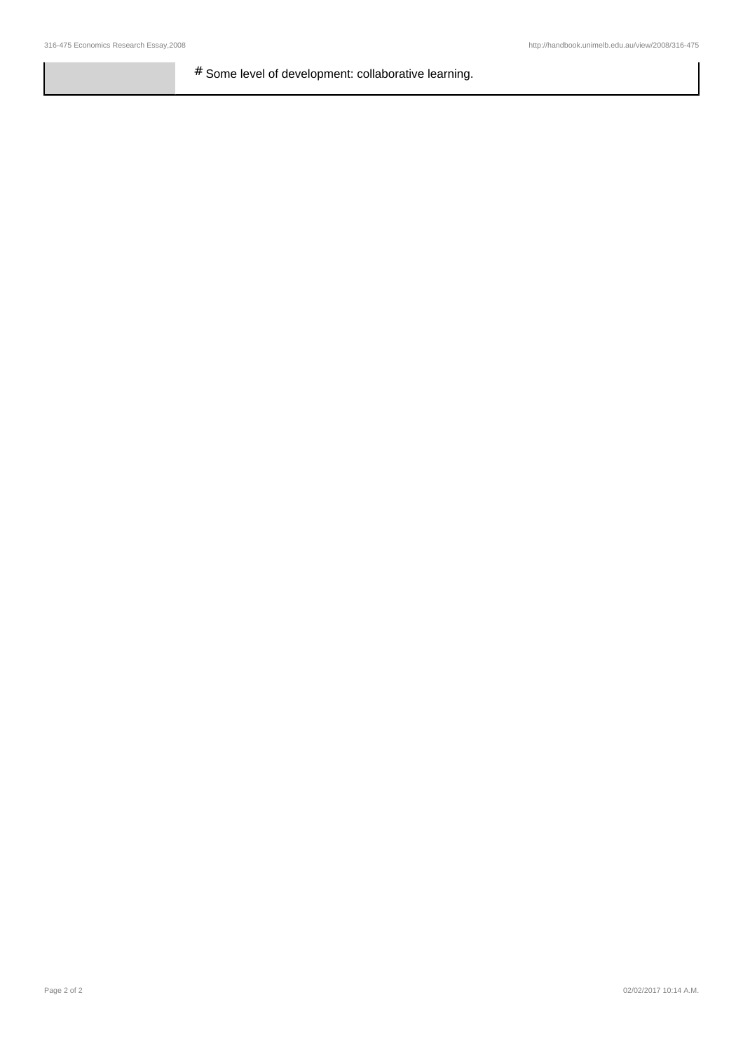| | |
|---|---|
| | # Some level of development: collaborative learning. |